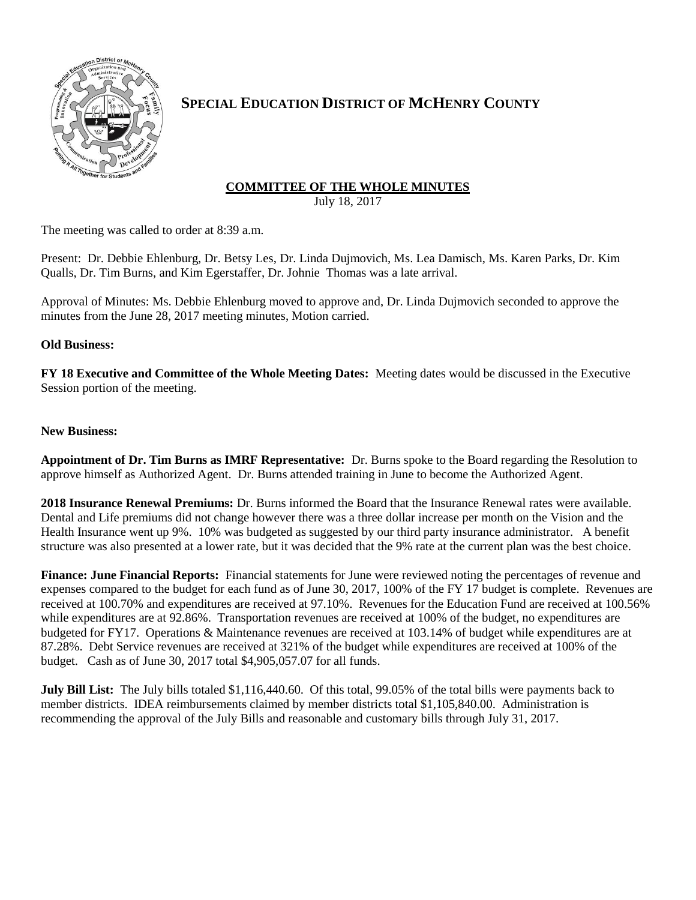# SPECIAL EDUCATION DISTRICT OF MCHENRY COUNTY

## COMMITTEE OF THE WHOLE MINUTES

July 18, 2017

The meeting was called to order at 8:39 a.m.

Present: Dr. Debbie Ehlenburg, Dr. Betsy Les, Dr. Linda Dujmovich, Ms. Lea Damisch, Ms. Karen Parks, Dr. Kim Qualls, Dr. Tim Burns, and Kim Egerstaffer, Dr. Johnie Thomas was a late arrival.

Approval of Minutes: Ms. Debbie Ehlenburg moved to approve and, Dr. Linda Dujmovich seconded to approve the minutes from the June 28, 2017 meeting minutes, Motion carried.

**Old Business:**

**FY 18 Executive and Committee of the Whole Meeting Dates:** Meeting dates would be discussed in the Executive Session portion of the meeting.

**New Business:**

**Appointment of Dr. Tim Burns as IMRF Representative:** Dr. Burns spoke to the Board regarding the Resolution to approve himself as Authorized Agent. Dr. Burns attended training in June to become the Authorized Agent.

**2018 Insurance Renewal Premiums:** Dr. Burns informed the Board that the Insurance Renewal rates were available. Dental and Life premiums did not change however there was a three dollar increase per month on the Vision and the Health Insurance went up 9%. 10% was budgeted as suggested by our third party insurance administrator. A benefit structure was also presented at a lower rate, but it was decided that the 9% rate at the current plan was the best choice.

**Finance: June Financial Reports:** Financial statements for June were reviewed noting the percentages of revenue and expenses compared to the budget for each fund as of June 30, 2017, 100% of the FY 17 budget is complete. Revenues are received at 100.70% and expenditures are received at 97.10%. Revenues for the Education Fund are received at 100.56% while expenditures are at 92.86%. Transportation revenues are received at 100% of the budget, no expenditures are budgeted for FY17. Operations & Maintenance revenues are received at 103.14% of budget while expenditures are at 87.28%. Debt Service revenues are received at 321% of the budget while expenditures are received at 100% of the budget. Cash as of June 30, 2017 total $4,905,057.07 for all funds.

**July Bill List:** The July bills totaled $1,116,440.60. Of this total, 99.05% of the total bills were payments back to member districts. IDEA reimbursements claimed by member districts total $1,105,840.00. Administration is recommending the approval of the July Bills and reasonable and customary bills through July 31, 2017.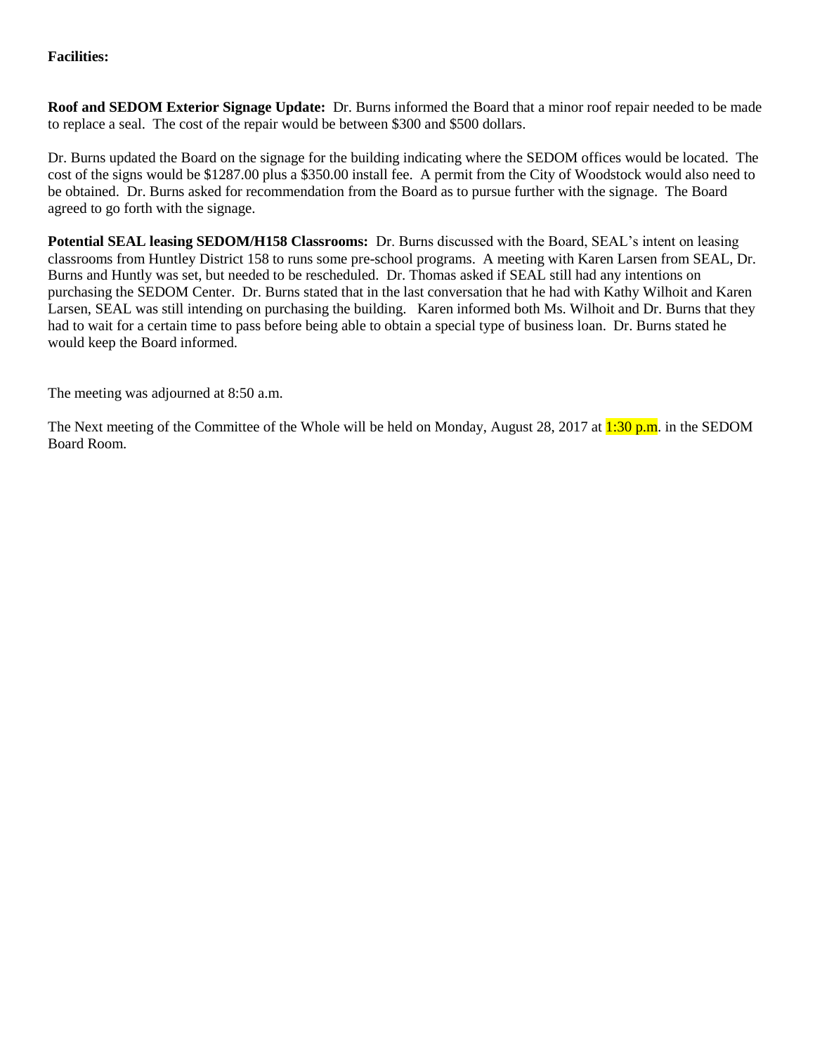**Facilities:**

**Roof and SEDOM Exterior Signage Update:** Dr. Burns informed the Board that a minor roof repair needed to be made to replace a seal. The cost of the repair would be between $300 and $500 dollars.

Dr. Burns updated the Board on the signage for the building indicating where the SEDOM offices would be located. The cost of the signs would be $1287.00 plus a $350.00 install fee. A permit from the City of Woodstock would also need to be obtained. Dr. Burns asked for recommendation from the Board as to pursue further with the signage. The Board agreed to go forth with the signage.

**Potential SEAL leasing SEDOM/H158 Classrooms:** Dr. Burns discussed with the Board, SEAL's intent on leasing classrooms from Huntley District 158 to runs some pre-school programs. A meeting with Karen Larsen from SEAL, Dr. Burns and Huntly was set, but needed to be rescheduled. Dr. Thomas asked if SEAL still had any intentions on purchasing the SEDOM Center. Dr. Burns stated that in the last conversation that he had with Kathy Wilhoit and Karen Larsen, SEAL was still intending on purchasing the building. Karen informed both Ms. Wilhoit and Dr. Burns that they had to wait for a certain time to pass before being able to obtain a special type of business loan. Dr. Burns stated he would keep the Board informed.

The meeting was adjourned at 8:50 a.m.

The Next meeting of the Committee of the Whole will be held on Monday, August 28, 2017 at 1:30 p.m. in the SEDOM Board Room.